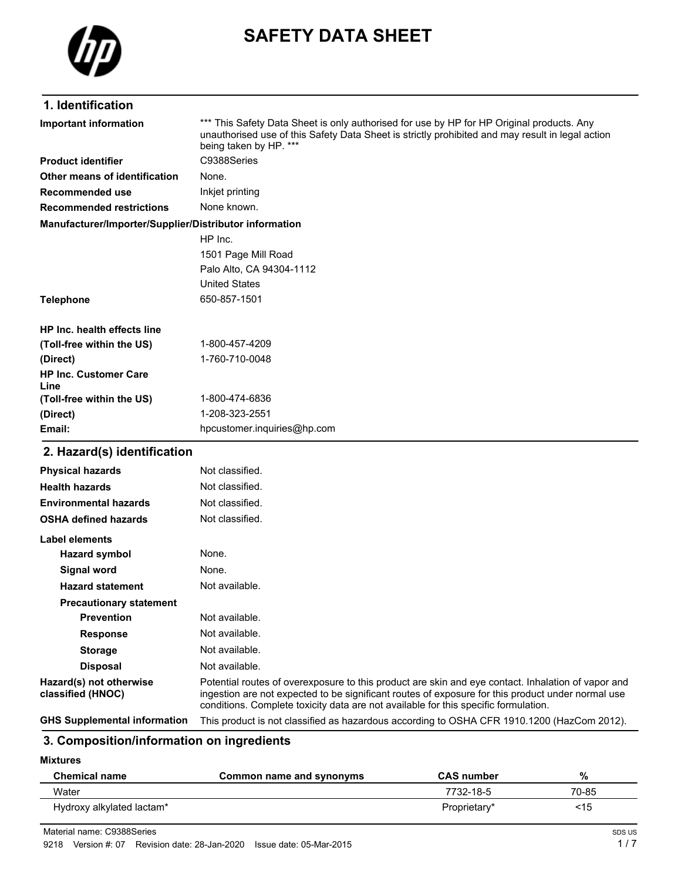# SAFETY DATA SHEET

## 1. Identification

| | |
|---|---|
| **Important information** | *** This Safety Data Sheet is only authorised for use by HP for HP Original products. Any unauthorised use of this Safety Data Sheet is strictly prohibited and may result in legal action being taken by HP. *** |
| **Product identifier** | C9388Series |
| **Other means of identification** | None. |
| **Recommended use** | Inkjet printing |
| **Recommended restrictions** | None known. |

**Manufacturer/Importer/Supplier/Distributor information**

HP Inc.
1501 Page Mill Road
Palo Alto, CA 94304-1112
United States

| | |
|---|---|
| **Telephone** | 650-857-1501 |
| **HP Inc. health effects line** | |
| **(Toll-free within the US)** | 1-800-457-4209 |
| **(Direct)** | 1-760-710-0048 |
| **HP Inc. Customer Care Line** | |
| **(Toll-free within the US)** | 1-800-474-6836 |
| **(Direct)** | 1-208-323-2551 |
| **Email:** | hpcustomer.inquiries@hp.com |

## 2. Hazard(s) identification

| | |
|---|---|
| **Physical hazards** | Not classified. |
| **Health hazards** | Not classified. |
| **Environmental hazards** | Not classified. |
| **OSHA defined hazards** | Not classified. |

**Label elements**

| | |
|---|---|
| **Hazard symbol** | None. |
| **Signal word** | None. |
| **Hazard statement** | Not available. |
| **Precautionary statement** | |
| **Prevention** | Not available. |
| **Response** | Not available. |
| **Storage** | Not available. |
| **Disposal** | Not available. |
| **Hazard(s) not otherwise classified (HNOC)** | Potential routes of overexposure to this product are skin and eye contact. Inhalation of vapor and ingestion are not expected to be significant routes of exposure for this product under normal use conditions. Complete toxicity data are not available for this specific formulation. |
| **GHS Supplemental information** | This product is not classified as hazardous according to OSHA CFR 1910.1200 (HazCom 2012). |

## 3. Composition/information on ingredients

**Mixtures**

| Chemical name | Common name and synonyms | CAS number | % |
|---|---|---|---|
| Water | | 7732-18-5 | 70-85 |
| Hydroxy alkylated lactam* | | Proprietary* | <15 |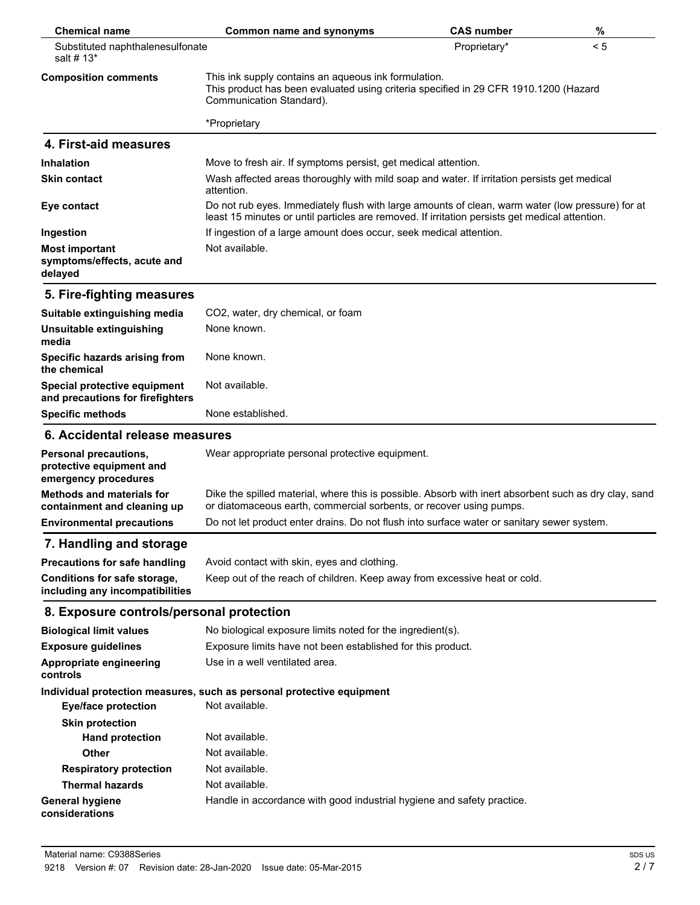| Chemical name | Common name and synonyms | CAS number | % |
| --- | --- | --- | --- |
| Substituted naphthalenesulfonate salt # 13* | | Proprietary* | < 5 |

**Composition comments**

This ink supply contains an aqueous ink formulation.
This product has been evaluated using criteria specified in 29 CFR 1910.1200 (Hazard Communication Standard).

*Proprietary

## 4. First-aid measures

**Inhalation**
Move to fresh air. If symptoms persist, get medical attention.

**Skin contact**
Wash affected areas thoroughly with mild soap and water. If irritation persists get medical attention.

**Eye contact**
Do not rub eyes. Immediately flush with large amounts of clean, warm water (low pressure) for at least 15 minutes or until particles are removed. If irritation persists get medical attention.

**Ingestion**
If ingestion of a large amount does occur, seek medical attention.

**Most important symptoms/effects, acute and delayed**
Not available.

## 5. Fire-fighting measures

**Suitable extinguishing media**
$CO_2$, water, dry chemical, or foam

**Unsuitable extinguishing media**
None known.

**Specific hazards arising from the chemical**
None known.

**Special protective equipment and precautions for firefighters**
Not available.

**Specific methods**
None established.

## 6. Accidental release measures

**Personal precautions, protective equipment and emergency procedures**
Wear appropriate personal protective equipment.

**Methods and materials for containment and cleaning up**
Dike the spilled material, where this is possible. Absorb with inert absorbent such as dry clay, sand or diatomaceous earth, commercial sorbents, or recover using pumps.

**Environmental precautions**
Do not let product enter drains. Do not flush into surface water or sanitary sewer system.

## 7. Handling and storage

**Precautions for safe handling**
Avoid contact with skin, eyes and clothing.

**Conditions for safe storage, including any incompatibilities**
Keep out of the reach of children. Keep away from excessive heat or cold.

## 8. Exposure controls/personal protection

**Biological limit values**
No biological exposure limits noted for the ingredient(s).

**Exposure guidelines**
Exposure limits have not been established for this product.

**Appropriate engineering controls**
Use in a well ventilated area.

**Individual protection measures, such as personal protective equipment**

**Eye/face protection**
Not available.

**Skin protection**

**Hand protection**
Not available.

**Other**
Not available.

**Respiratory protection**
Not available.

**Thermal hazards**
Not available.

**General hygiene considerations**
Handle in accordance with good industrial hygiene and safety practice.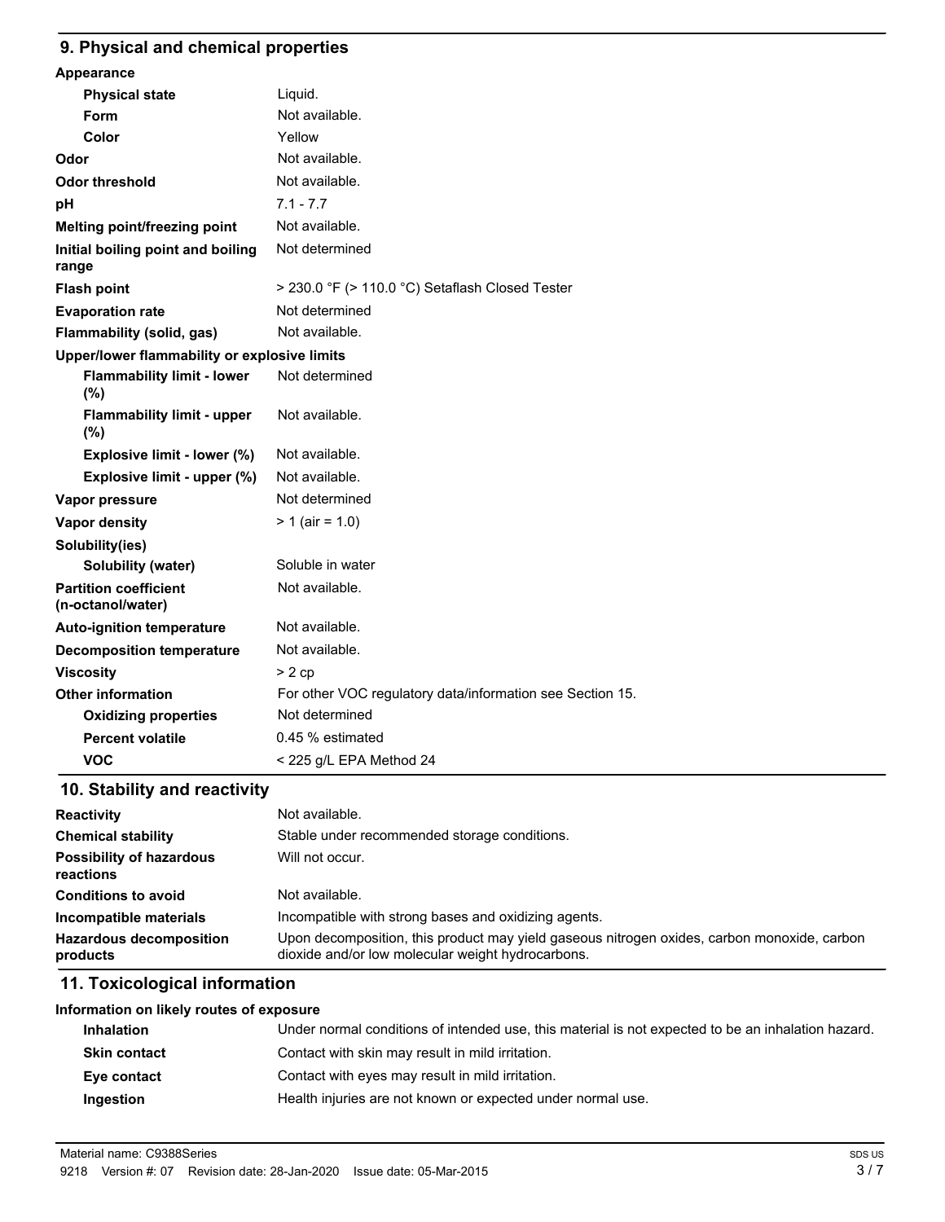## 9. Physical and chemical properties

**Appearance**

| | |
|---|---|
| **Physical state** | Liquid. |
| **Form** | Not available. |
| **Color** | Yellow |
| **Odor** | Not available. |
| **Odor threshold** | Not available. |
| **pH** | 7.1 - 7.7 |
| **Melting point/freezing point** | Not available. |
| **Initial boiling point and boiling range** | Not determined |
| **Flash point** | > 230.0 °F (> 110.0 °C) Setaflash Closed Tester |
| **Evaporation rate** | Not determined |
| **Flammability (solid, gas)** | Not available. |

**Upper/lower flammability or explosive limits**

| | |
|---|---|
| **Flammability limit - lower (%)** | Not determined |
| **Flammability limit - upper (%)** | Not available. |
| **Explosive limit - lower (%)** | Not available. |
| **Explosive limit - upper (%)** | Not available. |
| **Vapor pressure** | Not determined |
| **Vapor density** | > 1 (air = 1.0) |

**Solubility(ies)**

| | |
|---|---|
| **Solubility (water)** | Soluble in water |
| **Partition coefficient (n-octanol/water)** | Not available. |
| **Auto-ignition temperature** | Not available. |
| **Decomposition temperature** | Not available. |
| **Viscosity** | > 2 cp |
| **Other information** | For other VOC regulatory data/information see Section 15. |
| **Oxidizing properties** | Not determined |
| **Percent volatile** | 0.45 % estimated |
| **VOC** | < 225 g/L EPA Method 24 |

## 10. Stability and reactivity

| | |
|---|---|
| **Reactivity** | Not available. |
| **Chemical stability** | Stable under recommended storage conditions. |
| **Possibility of hazardous reactions** | Will not occur. |
| **Conditions to avoid** | Not available. |
| **Incompatible materials** | Incompatible with strong bases and oxidizing agents. |
| **Hazardous decomposition products** | Upon decomposition, this product may yield gaseous nitrogen oxides, carbon monoxide, carbon dioxide and/or low molecular weight hydrocarbons. |

## 11. Toxicological information

**Information on likely routes of exposure**

| | |
|---|---|
| **Inhalation** | Under normal conditions of intended use, this material is not expected to be an inhalation hazard. |
| **Skin contact** | Contact with skin may result in mild irritation. |
| **Eye contact** | Contact with eyes may result in mild irritation. |
| **Ingestion** | Health injuries are not known or expected under normal use. |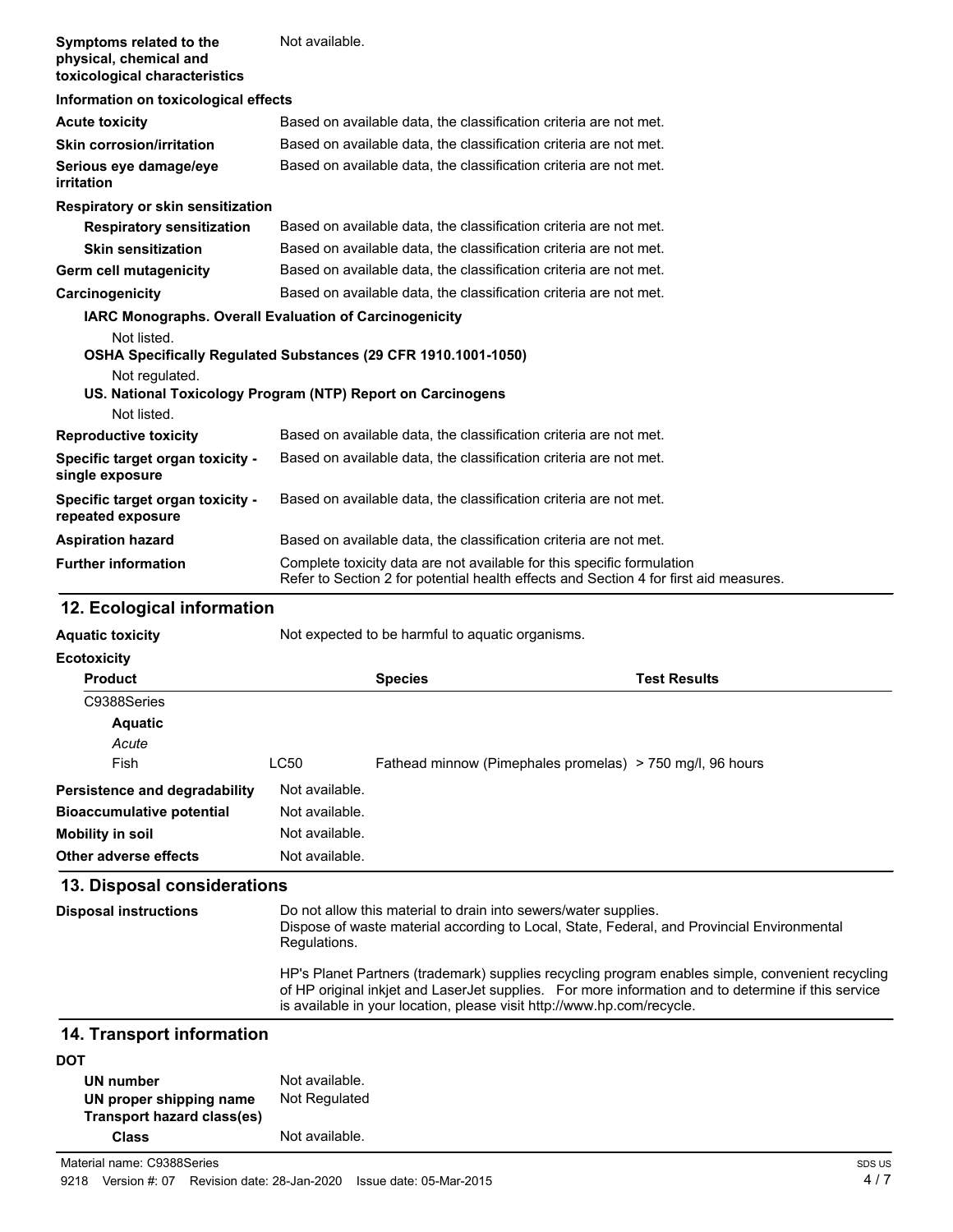| | |
|---|---|
| **Symptoms related to the physical, chemical and toxicological characteristics** | Not available. |

**Information on toxicological effects**

| | |
|---|---|
| **Acute toxicity** | Based on available data, the classification criteria are not met. |
| **Skin corrosion/irritation** | Based on available data, the classification criteria are not met. |
| **Serious eye damage/eye irritation** | Based on available data, the classification criteria are not met. |

**Respiratory or skin sensitization**

| | |
|---|---|
| **Respiratory sensitization** | Based on available data, the classification criteria are not met. |
| **Skin sensitization** | Based on available data, the classification criteria are not met. |
| **Germ cell mutagenicity** | Based on available data, the classification criteria are not met. |
| **Carcinogenicity** | Based on available data, the classification criteria are not met. |

**IARC Monographs. Overall Evaluation of Carcinogenicity**

Not listed.

**OSHA Specifically Regulated Substances (29 CFR 1910.1001-1050)**

Not regulated.

**US. National Toxicology Program (NTP) Report on Carcinogens**

Not listed.

| | |
|---|---|
| **Reproductive toxicity** | Based on available data, the classification criteria are not met. |
| **Specific target organ toxicity - single exposure** | Based on available data, the classification criteria are not met. |
| **Specific target organ toxicity - repeated exposure** | Based on available data, the classification criteria are not met. |
| **Aspiration hazard** | Based on available data, the classification criteria are not met. |
| **Further information** | Complete toxicity data are not available for this specific formulation<br>Refer to Section 2 for potential health effects and Section 4 for first aid measures. |

## 12. Ecological information

| | |
|---|---|
| **Aquatic toxicity** | Not expected to be harmful to aquatic organisms. |

**Ecotoxicity**

| Product | | Species | Test Results |
|---|---|---|---|
| C9388Series | | | |
| **Aquatic** | | | |
| *Acute* | | | |
| Fish | LC50 | Fathead minnow (Pimephales promelas) | > 750 mg/l, 96 hours |

| | |
|---|---|
| **Persistence and degradability** | Not available. |
| **Bioaccumulative potential** | Not available. |
| **Mobility in soil** | Not available. |
| **Other adverse effects** | Not available. |

## 13. Disposal considerations

**Disposal instructions**

Do not allow this material to drain into sewers/water supplies.
Dispose of waste material according to Local, State, Federal, and Provincial Environmental Regulations.

HP's Planet Partners (trademark) supplies recycling program enables simple, convenient recycling of HP original inkjet and LaserJet supplies. For more information and to determine if this service is available in your location, please visit http://www.hp.com/recycle.

## 14. Transport information

**DOT**

| | |
|---|---|
| **UN number** | Not available. |
| **UN proper shipping name** | Not Regulated |
| **Transport hazard class(es)** | |
| **Class** | Not available. |

Material name: C9388Series

9218 Version #: 07 Revision date: 28-Jan-2020 Issue date: 05-Mar-2015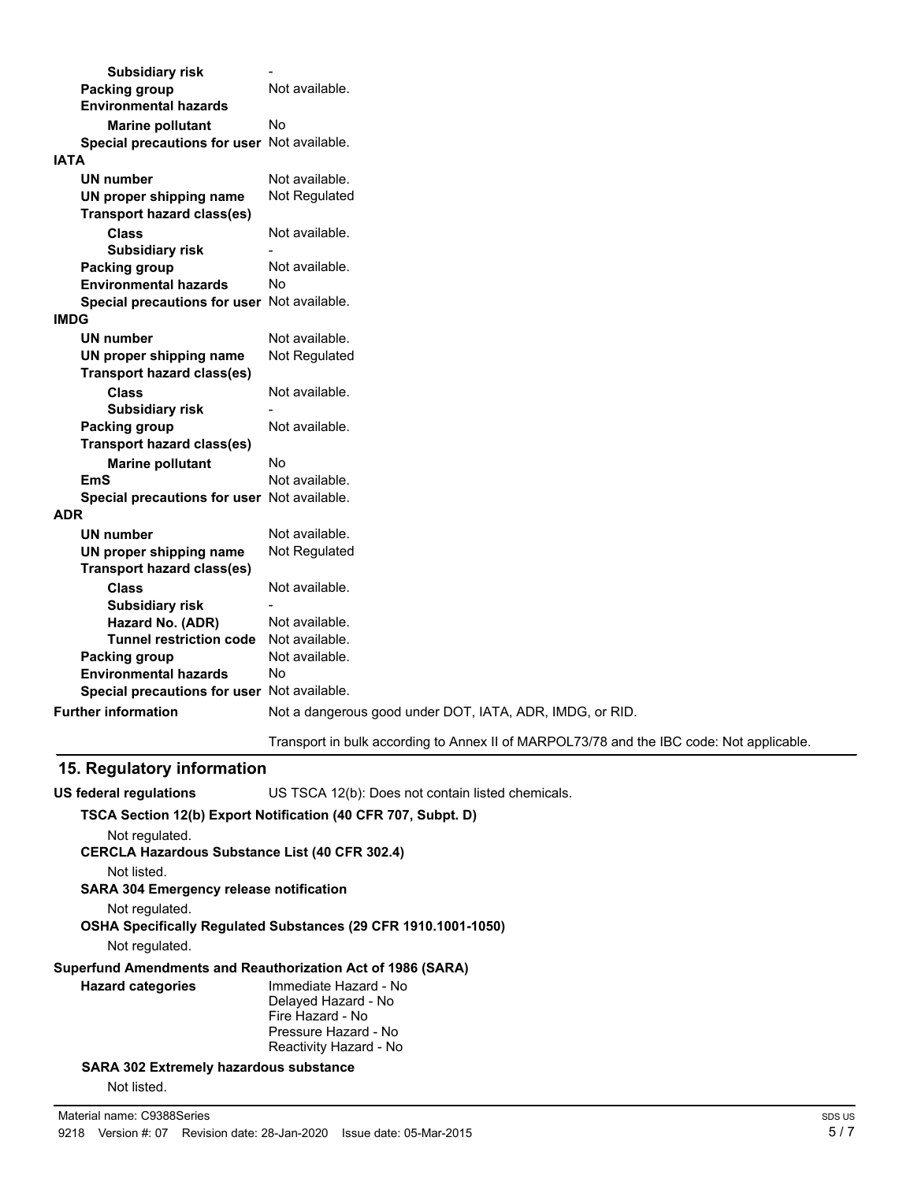| | |
|---|---|
| **Subsidiary risk** | - |
| **Packing group** | Not available. |
| **Environmental hazards** | |
| **Marine pollutant** | No |
| **Special precautions for user** | Not available. |

**IATA**

| | |
|---|---|
| **UN number** | Not available. |
| **UN proper shipping name** | Not Regulated |
| **Transport hazard class(es)** | |
| **Class** | Not available. |
| **Subsidiary risk** | - |
| **Packing group** | Not available. |
| **Environmental hazards** | No |
| **Special precautions for user** | Not available. |

**IMDG**

| | |
|---|---|
| **UN number** | Not available. |
| **UN proper shipping name** | Not Regulated |
| **Transport hazard class(es)** | |
| **Class** | Not available. |
| **Subsidiary risk** | - |
| **Packing group** | Not available. |
| **Transport hazard class(es)** | |
| **Marine pollutant** | No |
| **EmS** | Not available. |
| **Special precautions for user** | Not available. |

**ADR**

| | |
|---|---|
| **UN number** | Not available. |
| **UN proper shipping name** | Not Regulated |
| **Transport hazard class(es)** | |
| **Class** | Not available. |
| **Subsidiary risk** | - |
| **Hazard No. (ADR)** | Not available. |
| **Tunnel restriction code** | Not available. |
| **Packing group** | Not available. |
| **Environmental hazards** | No |
| **Special precautions for user** | Not available. |

**Further information** Not a dangerous good under DOT, IATA, ADR, IMDG, or RID.

Transport in bulk according to Annex II of MARPOL73/78 and the IBC code: Not applicable.

## 15. Regulatory information

**US federal regulations** US TSCA 12(b): Does not contain listed chemicals.

**TSCA Section 12(b) Export Notification (40 CFR 707, Subpt. D)**

Not regulated.

**CERCLA Hazardous Substance List (40 CFR 302.4)**

Not listed.

**SARA 304 Emergency release notification**

Not regulated.

**OSHA Specifically Regulated Substances (29 CFR 1910.1001-1050)**

Not regulated.

**Superfund Amendments and Reauthorization Act of 1986 (SARA)**

**Hazard categories**

Immediate Hazard - No
Delayed Hazard - No
Fire Hazard - No
Pressure Hazard - No
Reactivity Hazard - No

**SARA 302 Extremely hazardous substance**

Not listed.

Material name: C9388Series
9218 Version #: 07 Revision date: 28-Jan-2020 Issue date: 05-Mar-2015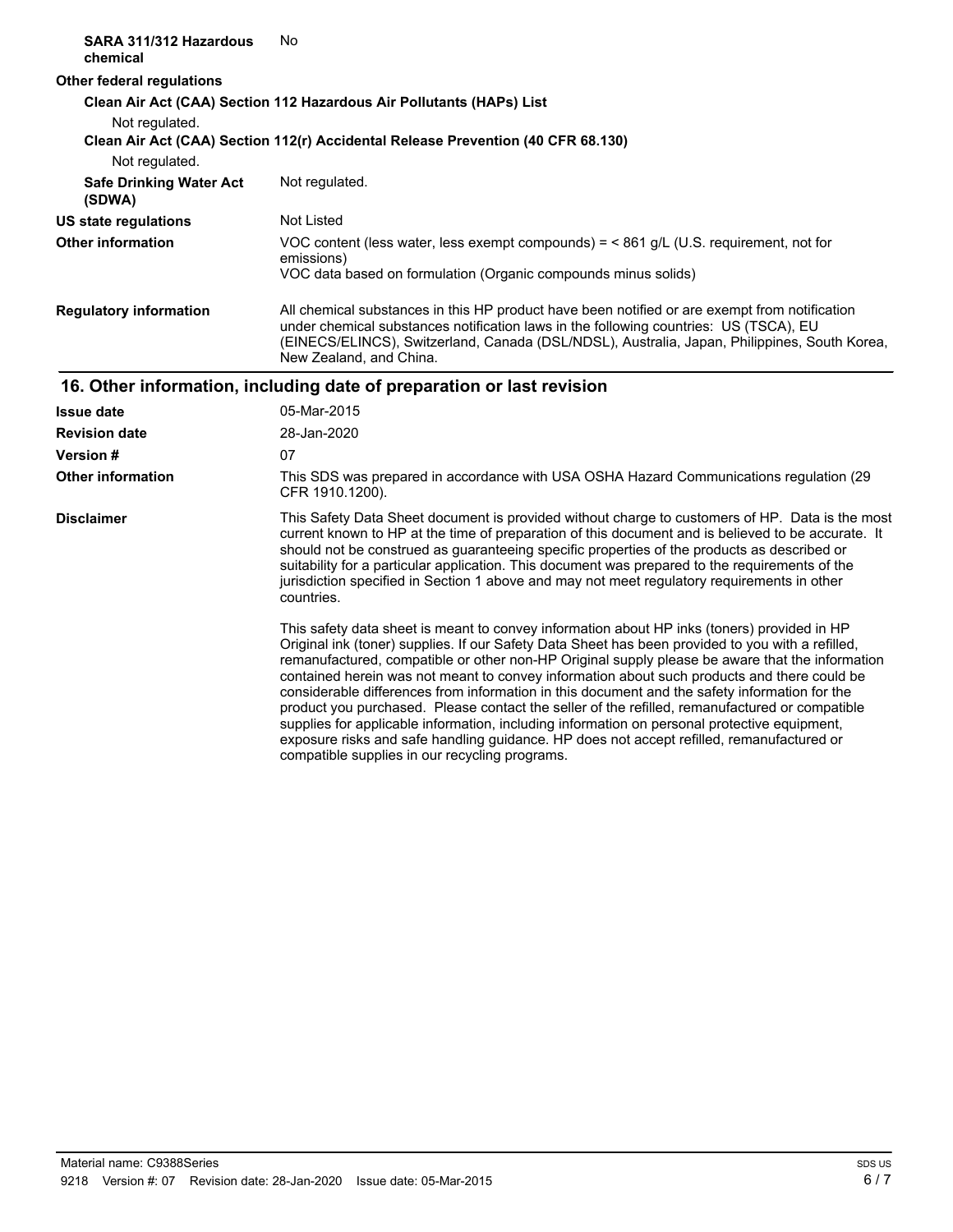**SARA 311/312 Hazardous chemical** No

**Other federal regulations**

**Clean Air Act (CAA) Section 112 Hazardous Air Pollutants (HAPs) List**

Not regulated.

**Clean Air Act (CAA) Section 112(r) Accidental Release Prevention (40 CFR 68.130)**

Not regulated.

**Safe Drinking Water Act (SDWA)** Not regulated.

**US state regulations** Not Listed

**Other information** VOC content (less water, less exempt compounds) = < 861 g/L (U.S. requirement, not for emissions)
VOC data based on formulation (Organic compounds minus solids)

**Regulatory information** All chemical substances in this HP product have been notified or are exempt from notification under chemical substances notification laws in the following countries: US (TSCA), EU (EINECS/ELINCS), Switzerland, Canada (DSL/NDSL), Australia, Japan, Philippines, South Korea, New Zealand, and China.

## 16. Other information, including date of preparation or last revision

**Issue date** 05-Mar-2015

**Revision date** 28-Jan-2020

**Version #** 07

**Other information** This SDS was prepared in accordance with USA OSHA Hazard Communications regulation (29 CFR 1910.1200).

**Disclaimer** This Safety Data Sheet document is provided without charge to customers of HP. Data is the most current known to HP at the time of preparation of this document and is believed to be accurate. It should not be construed as guaranteeing specific properties of the products as described or suitability for a particular application. This document was prepared to the requirements of the jurisdiction specified in Section 1 above and may not meet regulatory requirements in other countries.

This safety data sheet is meant to convey information about HP inks (toners) provided in HP Original ink (toner) supplies. If our Safety Data Sheet has been provided to you with a refilled, remanufactured, compatible or other non-HP Original supply please be aware that the information contained herein was not meant to convey information about such products and there could be considerable differences from information in this document and the safety information for the product you purchased. Please contact the seller of the refilled, remanufactured or compatible supplies for applicable information, including information on personal protective equipment, exposure risks and safe handling guidance. HP does not accept refilled, remanufactured or compatible supplies in our recycling programs.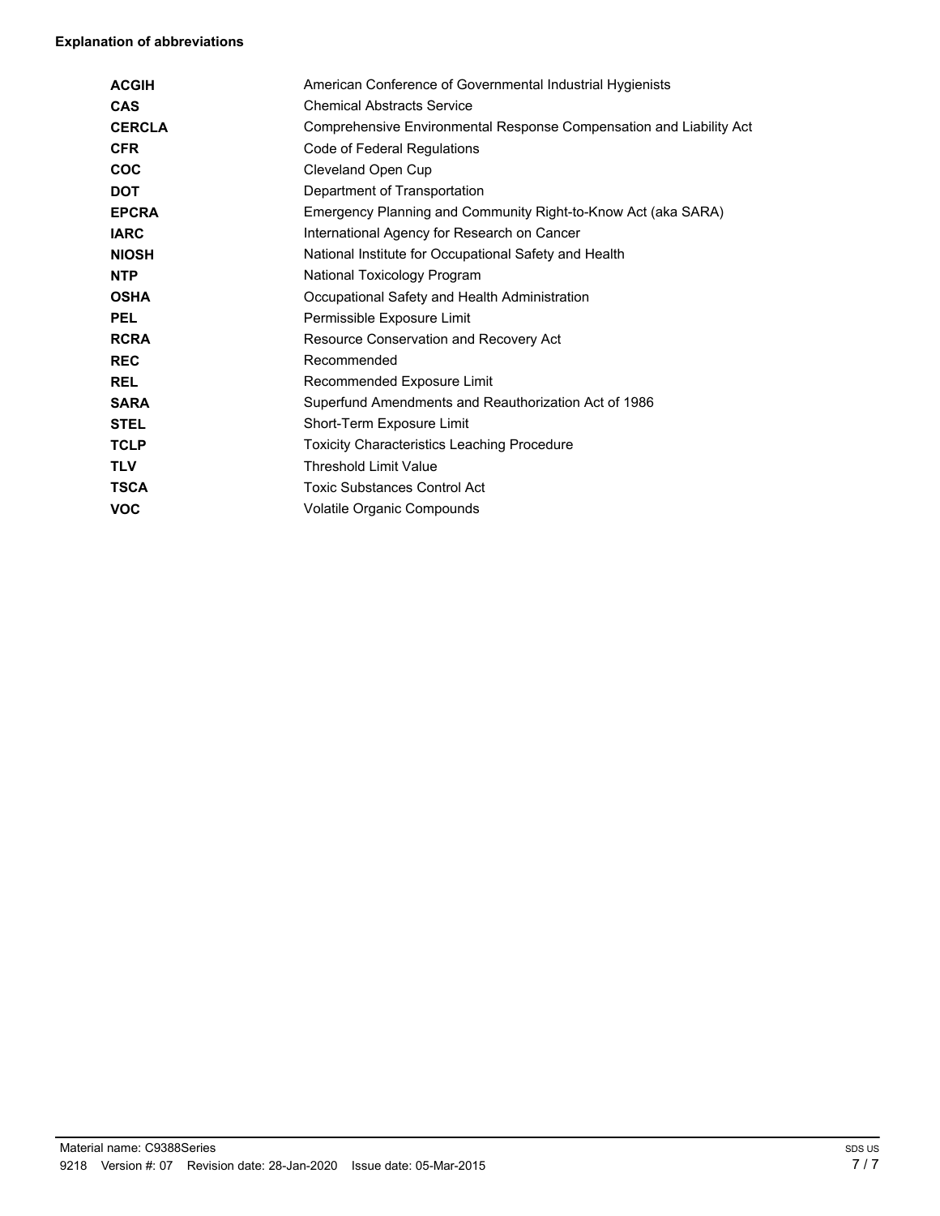**Explanation of abbreviations**

| | |
|---|---|
| **ACGIH** | American Conference of Governmental Industrial Hygienists |
| **CAS** | Chemical Abstracts Service |
| **CERCLA** | Comprehensive Environmental Response Compensation and Liability Act |
| **CFR** | Code of Federal Regulations |
| **COC** | Cleveland Open Cup |
| **DOT** | Department of Transportation |
| **EPCRA** | Emergency Planning and Community Right-to-Know Act (aka SARA) |
| **IARC** | International Agency for Research on Cancer |
| **NIOSH** | National Institute for Occupational Safety and Health |
| **NTP** | National Toxicology Program |
| **OSHA** | Occupational Safety and Health Administration |
| **PEL** | Permissible Exposure Limit |
| **RCRA** | Resource Conservation and Recovery Act |
| **REC** | Recommended |
| **REL** | Recommended Exposure Limit |
| **SARA** | Superfund Amendments and Reauthorization Act of 1986 |
| **STEL** | Short-Term Exposure Limit |
| **TCLP** | Toxicity Characteristics Leaching Procedure |
| **TLV** | Threshold Limit Value |
| **TSCA** | Toxic Substances Control Act |
| **VOC** | Volatile Organic Compounds |